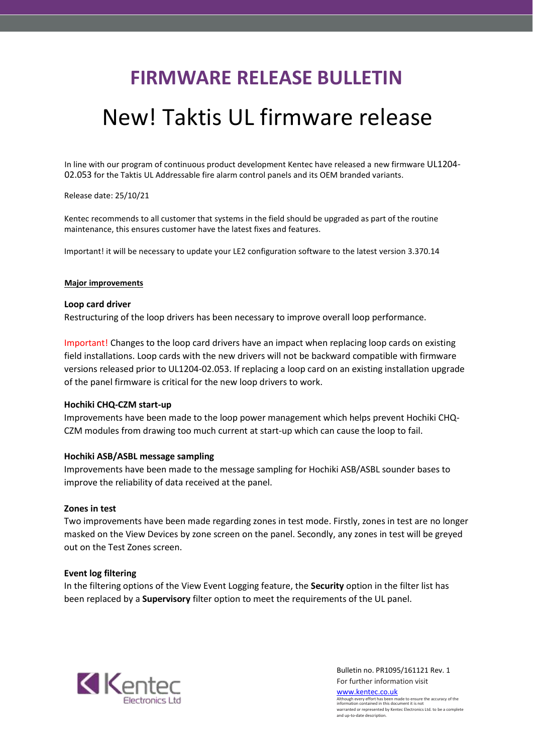# FIRMWARE RELEASE BULLETIN

# New! Taktis UL firmware release

In line with our program of continuous product development Kentec have released a new firmware UL1204-02.053 for the Taktis UL Addressable fire alarm control panels and its OEM branded variants.

Release date: 25/10/21

Kentec recommends to all customer that systems in the field should be upgraded as part of the routine maintenance, this ensures customer have the latest fixes and features.

Important! it will be necessary to update your LE2 configuration software to the latest version 3.370.14

## Major improvements

### Loop card driver

Restructuring of the loop drivers has been necessary to improve overall loop performance.

Important! Changes to the loop card drivers have an impact when replacing loop cards on existing field installations. Loop cards with the new drivers will not be backward compatible with firmware versions released prior to UL1204-02.053. If replacing a loop card on an existing installation upgrade of the panel firmware is critical for the new loop drivers to work.

### Hochiki CHQ-CZM start-up

Improvements have been made to the loop power management which helps prevent Hochiki CHQ-CZM modules from drawing too much current at start-up which can cause the loop to fail.

### Hochiki ASB/ASBL message sampling

Improvements have been made to the message sampling for Hochiki ASB/ASBL sounder bases to improve the reliability of data received at the panel.

### Zones in test

Two improvements have been made regarding zones in test mode. Firstly, zones in test are no longer masked on the View Devices by zone screen on the panel. Secondly, any zones in test will be greyed out on the Test Zones screen.

### Event log filtering

In the filtering options of the View Event Logging feature, the **Security** option in the filter list has been replaced by a **Supervisory** filter option to meet the requirements of the UL panel.

Kentec Electronics Ltd

Bulletin no. PR1095/161121 Rev. 1

For further information visit

www.kentec.co.uk

Although every effort has been made to ensure the accuracy of the information contained in this document it is not warranted or represented by Kentec Electronics Ltd. to be a complete and up-to-date description.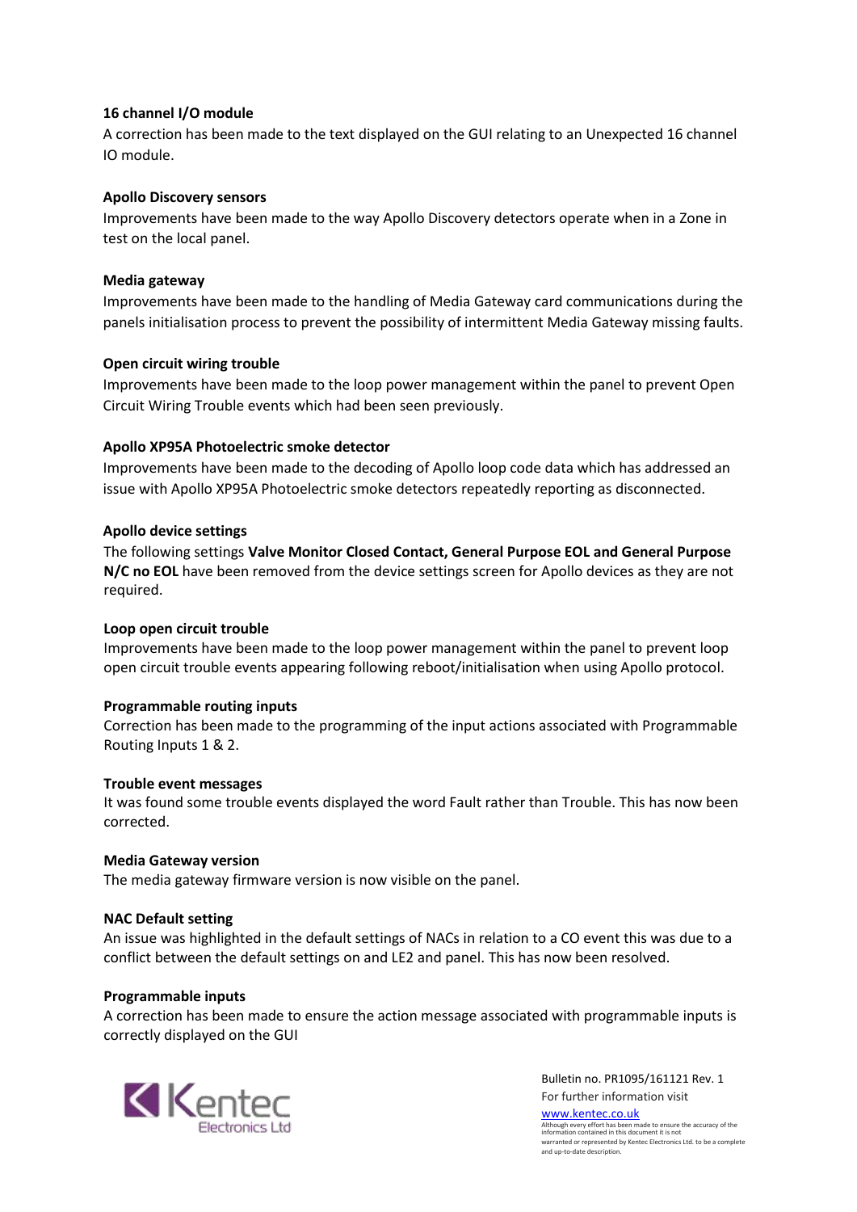**16 channel I/O module**

A correction has been made to the text displayed on the GUI relating to an Unexpected 16 channel IO module.

**Apollo Discovery sensors**

Improvements have been made to the way Apollo Discovery detectors operate when in a Zone in test on the local panel.

**Media gateway**

Improvements have been made to the handling of Media Gateway card communications during the panels initialisation process to prevent the possibility of intermittent Media Gateway missing faults.

**Open circuit wiring trouble**

Improvements have been made to the loop power management within the panel to prevent Open Circuit Wiring Trouble events which had been seen previously.

**Apollo XP95A Photoelectric smoke detector**

Improvements have been made to the decoding of Apollo loop code data which has addressed an issue with Apollo XP95A Photoelectric smoke detectors repeatedly reporting as disconnected.

**Apollo device settings**

The following settings **Valve Monitor Closed Contact, General Purpose EOL and General Purpose N/C no EOL** have been removed from the device settings screen for Apollo devices as they are not required.

**Loop open circuit trouble**

Improvements have been made to the loop power management within the panel to prevent loop open circuit trouble events appearing following reboot/initialisation when using Apollo protocol.

**Programmable routing inputs**

Correction has been made to the programming of the input actions associated with Programmable Routing Inputs 1 & 2.

**Trouble event messages**

It was found some trouble events displayed the word Fault rather than Trouble. This has now been corrected.

**Media Gateway version**

The media gateway firmware version is now visible on the panel.

**NAC Default setting**

An issue was highlighted in the default settings of NACs in relation to a CO event this was due to a conflict between the default settings on and LE2 and panel. This has now been resolved.

**Programmable inputs**

A correction has been made to ensure the action message associated with programmable inputs is correctly displayed on the GUI

Kentec Electronics Ltd

Bulletin no. PR1095/161121 Rev. 1
For further information visit
www.kentec.co.uk
Although every effort has been made to ensure the accuracy of the information contained in this document it is not warranted or represented by Kentec Electronics Ltd. to be a complete and up-to-date description.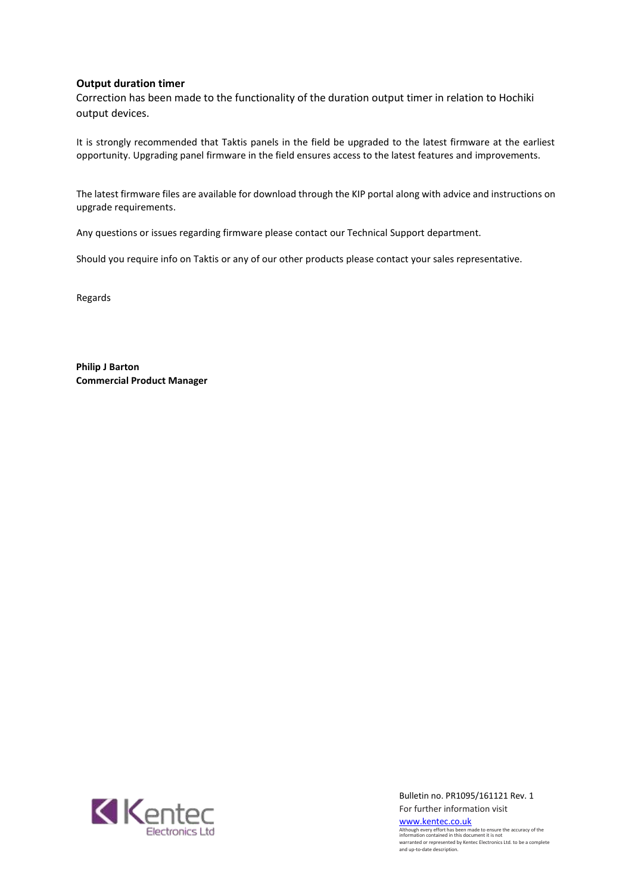**Output duration timer**

Correction has been made to the functionality of the duration output timer in relation to Hochiki output devices.

It is strongly recommended that Taktis panels in the field be upgraded to the latest firmware at the earliest opportunity. Upgrading panel firmware in the field ensures access to the latest features and improvements.

The latest firmware files are available for download through the KIP portal along with advice and instructions on upgrade requirements.

Any questions or issues regarding firmware please contact our Technical Support department.

Should you require info on Taktis or any of our other products please contact your sales representative.

Regards

**Philip J Barton**
**Commercial Product Manager**

Bulletin no. PR1095/161121 Rev. 1
For further information visit
www.kentec.co.uk

Although every effort has been made to ensure the accuracy of the information contained in this document it is not warranted or represented by Kentec Electronics Ltd. to be a complete and up-to-date description.